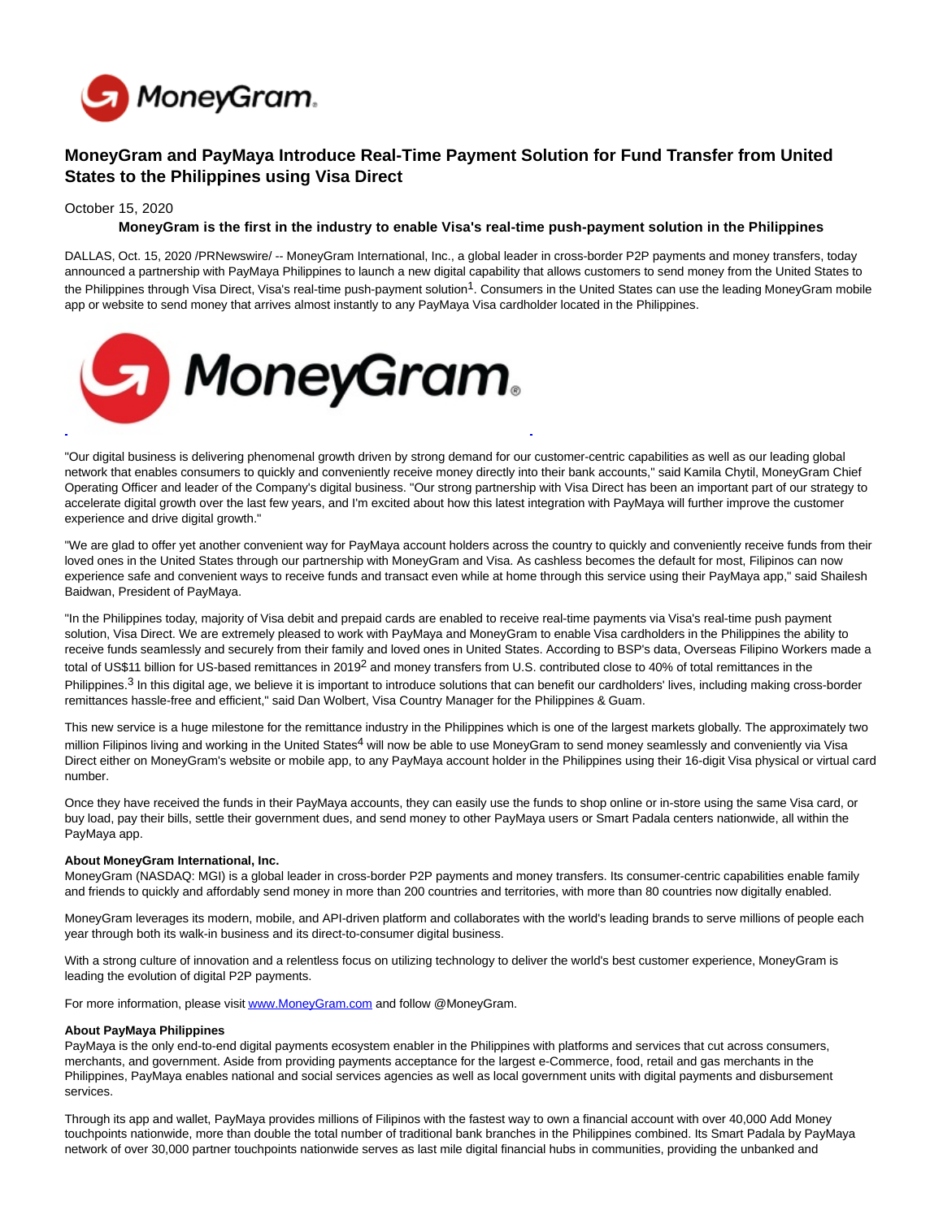# MoneyGram and PayMaya Introduce Real-Time Payment Solution for Fund Transfer from United States to the Philippines using Visa Direct

October 15, 2020

**MoneyGram is the first in the industry to enable Visa's real-time push-payment solution in the Philippines**

DALLAS, Oct. 15, 2020 /PRNewswire/ -- MoneyGram International, Inc., a global leader in cross-border P2P payments and money transfers, today announced a partnership with PayMaya Philippines to launch a new digital capability that allows customers to send money from the United States to the Philippines through Visa Direct, Visa's real-time push-payment solution[1]. Consumers in the United States can use the leading MoneyGram mobile app or website to send money that arrives almost instantly to any PayMaya Visa cardholder located in the Philippines.

"Our digital business is delivering phenomenal growth driven by strong demand for our customer-centric capabilities as well as our leading global network that enables consumers to quickly and conveniently receive money directly into their bank accounts," said Kamila Chytil, MoneyGram Chief Operating Officer and leader of the Company's digital business. "Our strong partnership with Visa Direct has been an important part of our strategy to accelerate digital growth over the last few years, and I'm excited about how this latest integration with PayMaya will further improve the customer experience and drive digital growth."

"We are glad to offer yet another convenient way for PayMaya account holders across the country to quickly and conveniently receive funds from their loved ones in the United States through our partnership with MoneyGram and Visa. As cashless becomes the default for most, Filipinos can now experience safe and convenient ways to receive funds and transact even while at home through this service using their PayMaya app," said Shailesh Baidwan, President of PayMaya.

"In the Philippines today, majority of Visa debit and prepaid cards are enabled to receive real-time payments via Visa's real-time push payment solution, Visa Direct. We are extremely pleased to work with PayMaya and MoneyGram to enable Visa cardholders in the Philippines the ability to receive funds seamlessly and securely from their family and loved ones in United States. According to BSP's data, Overseas Filipino Workers made a total of US$11 billion for US-based remittances in 2019[2] and money transfers from U.S. contributed close to 40% of total remittances in the Philippines.[3] In this digital age, we believe it is important to introduce solutions that can benefit our cardholders' lives, including making cross-border remittances hassle-free and efficient," said Dan Wolbert, Visa Country Manager for the Philippines & Guam.

This new service is a huge milestone for the remittance industry in the Philippines which is one of the largest markets globally. The approximately two million Filipinos living and working in the United States[4] will now be able to use MoneyGram to send money seamlessly and conveniently via Visa Direct either on MoneyGram's website or mobile app, to any PayMaya account holder in the Philippines using their 16-digit Visa physical or virtual card number.

Once they have received the funds in their PayMaya accounts, they can easily use the funds to shop online or in-store using the same Visa card, or buy load, pay their bills, settle their government dues, and send money to other PayMaya users or Smart Padala centers nationwide, all within the PayMaya app.

**About MoneyGram International, Inc.**

MoneyGram (NASDAQ: MGI) is a global leader in cross-border P2P payments and money transfers. Its consumer-centric capabilities enable family and friends to quickly and affordably send money in more than 200 countries and territories, with more than 80 countries now digitally enabled.

MoneyGram leverages its modern, mobile, and API-driven platform and collaborates with the world's leading brands to serve millions of people each year through both its walk-in business and its direct-to-consumer digital business.

With a strong culture of innovation and a relentless focus on utilizing technology to deliver the world's best customer experience, MoneyGram is leading the evolution of digital P2P payments.

For more information, please visit [www.MoneyGram.com](http://www.MoneyGram.com) and follow @MoneyGram.

**About PayMaya Philippines**

PayMaya is the only end-to-end digital payments ecosystem enabler in the Philippines with platforms and services that cut across consumers, merchants, and government. Aside from providing payments acceptance for the largest e-Commerce, food, retail and gas merchants in the Philippines, PayMaya enables national and social services agencies as well as local government units with digital payments and disbursement services.

Through its app and wallet, PayMaya provides millions of Filipinos with the fastest way to own a financial account with over 40,000 Add Money touchpoints nationwide, more than double the total number of traditional bank branches in the Philippines combined. Its Smart Padala by PayMaya network of over 30,000 partner touchpoints nationwide serves as last mile digital financial hubs in communities, providing the unbanked and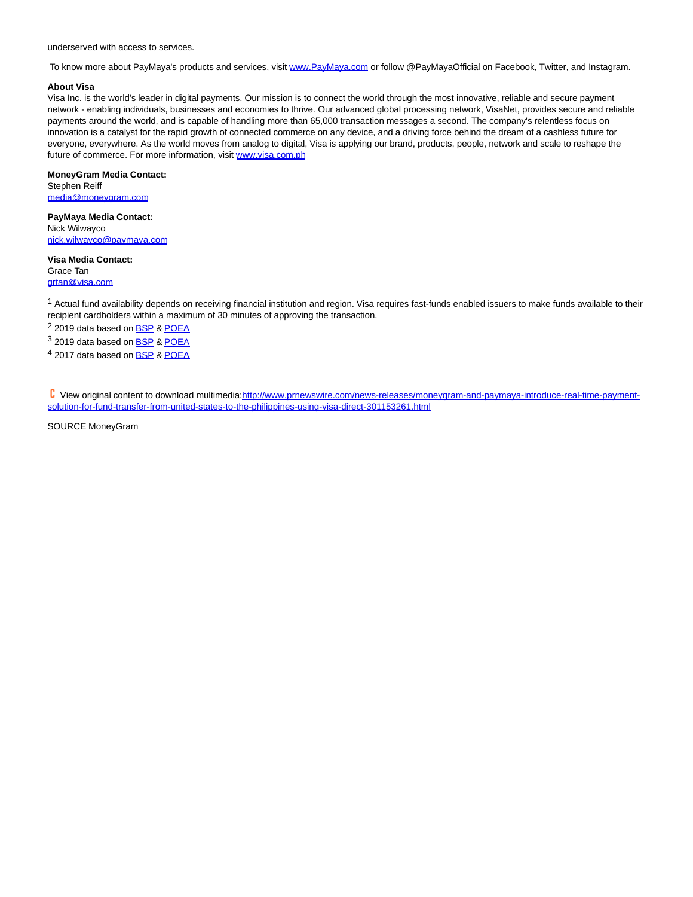underserved with access to services.

To know more about PayMaya's products and services, visit www.PayMaya.com or follow @PayMayaOfficial on Facebook, Twitter, and Instagram.

**About Visa**
Visa Inc. is the world's leader in digital payments. Our mission is to connect the world through the most innovative, reliable and secure payment network - enabling individuals, businesses and economies to thrive. Our advanced global processing network, VisaNet, provides secure and reliable payments around the world, and is capable of handling more than 65,000 transaction messages a second. The company's relentless focus on innovation is a catalyst for the rapid growth of connected commerce on any device, and a driving force behind the dream of a cashless future for everyone, everywhere. As the world moves from analog to digital, Visa is applying our brand, products, people, network and scale to reshape the future of commerce. For more information, visit www.visa.com.ph

**MoneyGram Media Contact:**
Stephen Reiff
media@moneygram.com

**PayMaya Media Contact:**
Nick Wilwayco
nick.wilwayco@paymaya.com

**Visa Media Contact:**
Grace Tan
grtan@visa.com

[1] Actual fund availability depends on receiving financial institution and region. Visa requires fast-funds enabled issuers to make funds available to their recipient cardholders within a maximum of 30 minutes of approving the transaction.

[2] 2019 data based on BSP & POEA

[3] 2019 data based on BSP & POEA

[4] 2017 data based on BSP & POEA

View original content to download multimedia:http://www.prnewswire.com/news-releases/moneygram-and-paymaya-introduce-real-time-payment-solution-for-fund-transfer-from-united-states-to-the-philippines-using-visa-direct-301153261.html

SOURCE MoneyGram